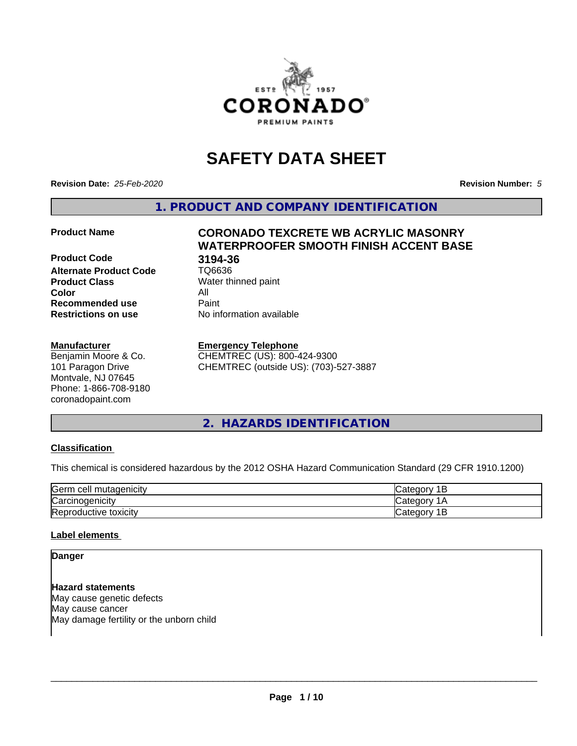# SAFETY DATA SHEET

**Revision Date:** *25-Feb-2020* **Revision Number:** *5*

## 1. PRODUCT AND COMPANY IDENTIFICATION

| | |
|---|---|
| **Product Name** | **CORONADO TEXCRETE WB ACRYLIC MASONRY WATERPROOFER SMOOTH FINISH ACCENT BASE** |
| **Product Code** | **3194-36** |
| **Alternate Product Code** | TQ6636 |
| **Product Class** | Water thinned paint |
| **Color** | All |
| **Recommended use** | Paint |
| **Restrictions on use** | No information available |

**Manufacturer**
Benjamin Moore & Co.
101 Paragon Drive
Montvale, NJ 07645
Phone: 1-866-708-9180
coronadopaint.com

**Emergency Telephone**
CHEMTREC (US): 800-424-9300
CHEMTREC (outside US): (703)-527-3887

## 2. HAZARDS IDENTIFICATION

**Classification**

This chemical is considered hazardous by the 2012 OSHA Hazard Communication Standard (29 CFR 1910.1200)

| | |
|---|---|
| Germ cell mutagenicity | Category 1B |
| Carcinogenicity | Category 1A |
| Reproductive toxicity | Category 1B |

**Label elements**

**Danger**

**Hazard statements**
May cause genetic defects
May cause cancer
May damage fertility or the unborn child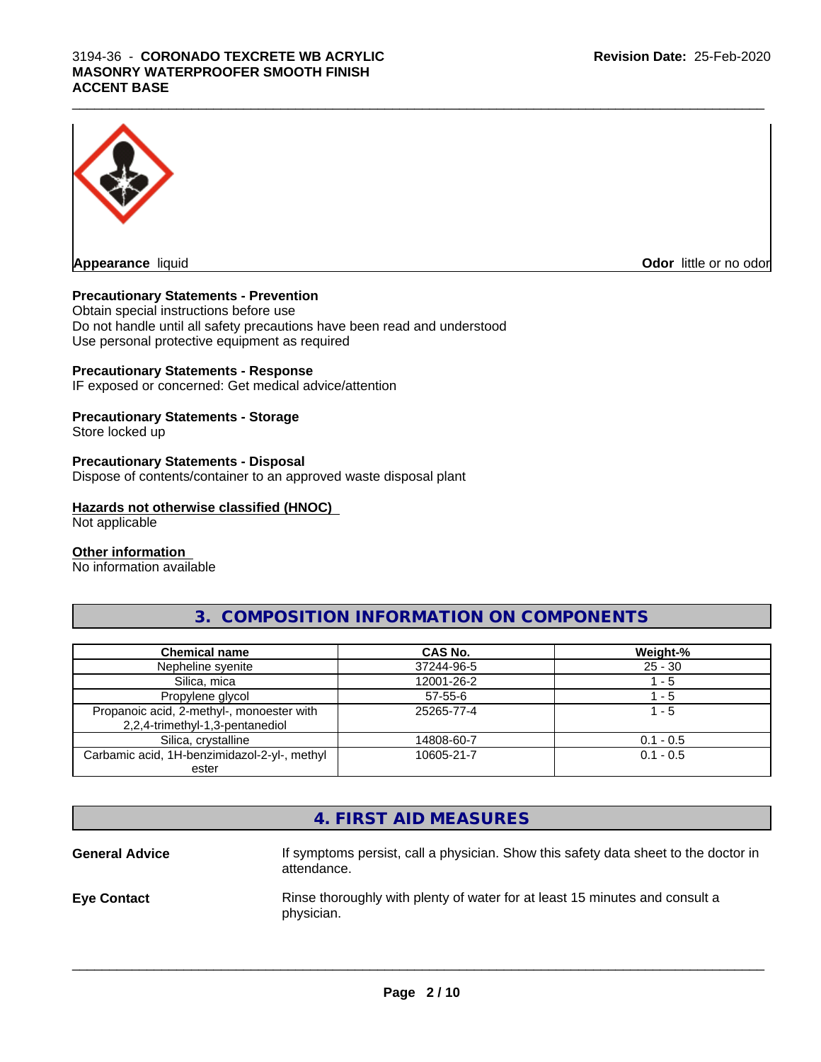**Appearance** liquid **Odor** little or no odor

**Precautionary Statements - Prevention**
Obtain special instructions before use
Do not handle until all safety precautions have been read and understood
Use personal protective equipment as required

**Precautionary Statements - Response**
IF exposed or concerned: Get medical advice/attention

**Precautionary Statements - Storage**
Store locked up

**Precautionary Statements - Disposal**
Dispose of contents/container to an approved waste disposal plant

**Hazards not otherwise classified (HNOC)**
Not applicable

**Other information**
No information available

## 3. COMPOSITION INFORMATION ON COMPONENTS

| Chemical name | CAS No. | Weight-% |
|---|---|---|
| Nepheline syenite | 37244-96-5 | 25 - 30 |
| Silica, mica | 12001-26-2 | 1 - 5 |
| Propylene glycol | 57-55-6 | 1 - 5 |
| Propanoic acid, 2-methyl-, monoester with 2,2,4-trimethyl-1,3-pentanediol | 25265-77-4 | 1 - 5 |
| Silica, crystalline | 14808-60-7 | 0.1 - 0.5 |
| Carbamic acid, 1H-benzimidazol-2-yl-, methyl ester | 10605-21-7 | 0.1 - 0.5 |

## 4. FIRST AID MEASURES

**General Advice** If symptoms persist, call a physician. Show this safety data sheet to the doctor in attendance.

**Eye Contact** Rinse thoroughly with plenty of water for at least 15 minutes and consult a physician.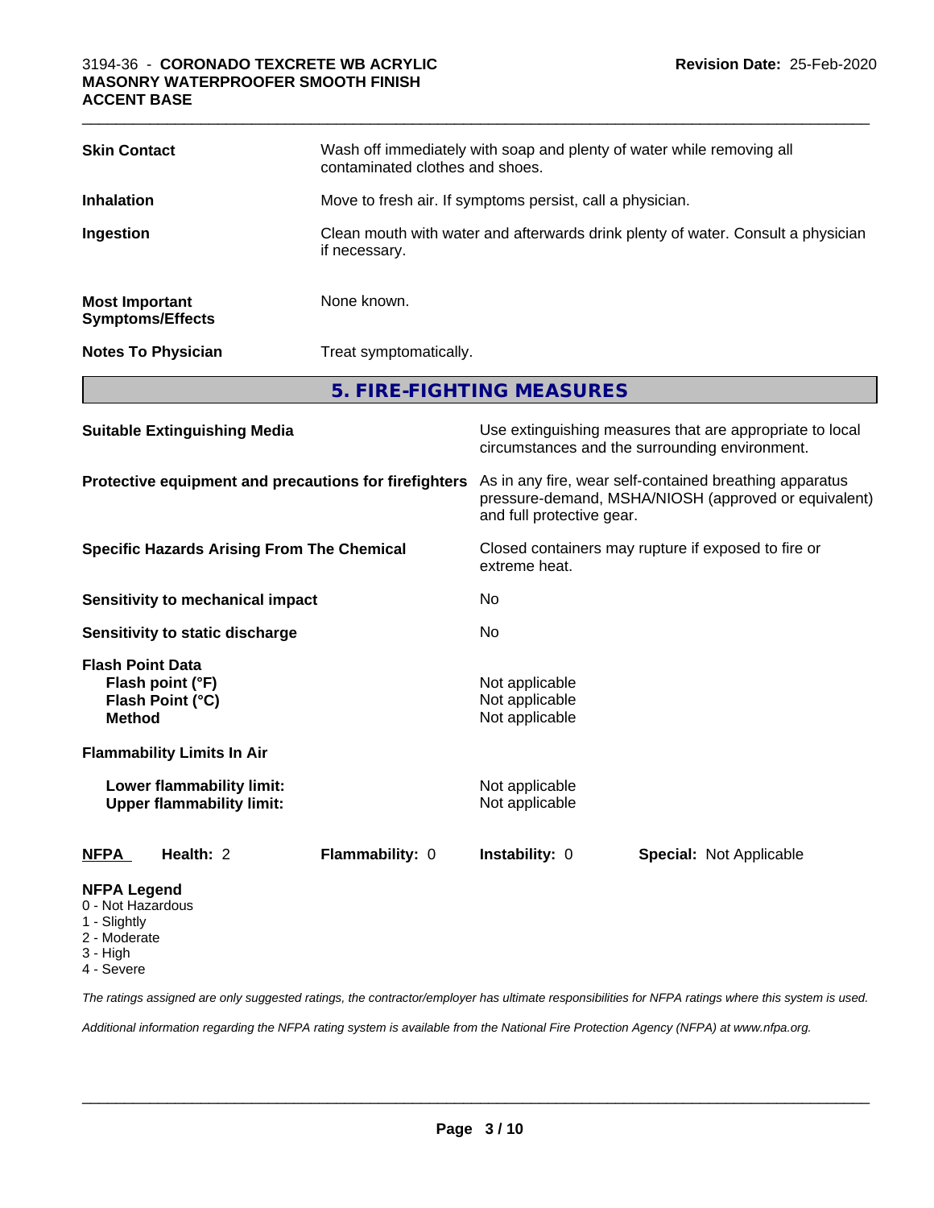| | |
|---|---|
| **Skin Contact** | Wash off immediately with soap and plenty of water while removing all contaminated clothes and shoes. |
| **Inhalation** | Move to fresh air. If symptoms persist, call a physician. |
| **Ingestion** | Clean mouth with water and afterwards drink plenty of water. Consult a physician if necessary. |
| **Most Important Symptoms/Effects** | None known. |
| **Notes To Physician** | Treat symptomatically. |

## 5. FIRE-FIGHTING MEASURES

| | |
|---|---|
| **Suitable Extinguishing Media** | Use extinguishing measures that are appropriate to local circumstances and the surrounding environment. |
| **Protective equipment and precautions for firefighters** | As in any fire, wear self-contained breathing apparatus pressure-demand, MSHA/NIOSH (approved or equivalent) and full protective gear. |
| **Specific Hazards Arising From The Chemical** | Closed containers may rupture if exposed to fire or extreme heat. |
| **Sensitivity to mechanical impact** | No |
| **Sensitivity to static discharge** | No |

**Flash Point Data**

| | |
|---|---|
| **Flash point (°F)** | Not applicable |
| **Flash Point (°C)** | Not applicable |
| **Method** | Not applicable |

**Flammability Limits In Air**

| | |
|---|---|
| **Lower flammability limit:** | Not applicable |
| **Upper flammability limit:** | Not applicable |

| **NFPA** | **Health:** 2 | **Flammability:** 0 | **Instability:** 0 | **Special:** Not Applicable |
|---|---|---|---|---|

**NFPA Legend**
- 0 - Not Hazardous
- 1 - Slightly
- 2 - Moderate
- 3 - High
- 4 - Severe

*The ratings assigned are only suggested ratings, the contractor/employer has ultimate responsibilities for NFPA ratings where this system is used.*

*Additional information regarding the NFPA rating system is available from the National Fire Protection Agency (NFPA) at www.nfpa.org.*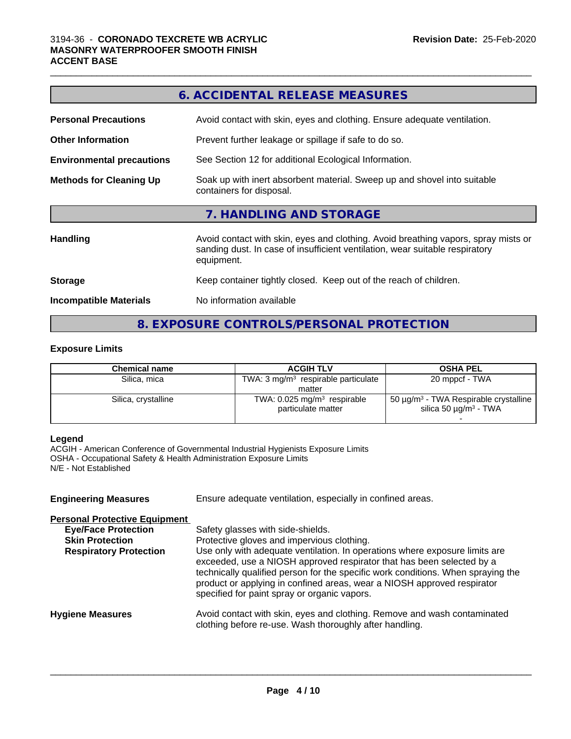## 6. ACCIDENTAL RELEASE MEASURES

**Personal Precautions** Avoid contact with skin, eyes and clothing. Ensure adequate ventilation.

**Other Information** Prevent further leakage or spillage if safe to do so.

**Environmental precautions** See Section 12 for additional Ecological Information.

**Methods for Cleaning Up** Soak up with inert absorbent material. Sweep up and shovel into suitable containers for disposal.

## 7. HANDLING AND STORAGE

**Handling** Avoid contact with skin, eyes and clothing. Avoid breathing vapors, spray mists or sanding dust. In case of insufficient ventilation, wear suitable respiratory equipment.

**Storage** Keep container tightly closed. Keep out of the reach of children.

**Incompatible Materials** No information available

## 8. EXPOSURE CONTROLS/PERSONAL PROTECTION

### Exposure Limits

| Chemical name | ACGIH TLV | OSHA PEL |
|---|---|---|
| Silica, mica | TWA: 3 mg/m³ respirable particulate matter | 20 mppcf - TWA |
| Silica, crystalline | TWA: 0.025 mg/m³ respirable particulate matter | 50 µg/m³ - TWA Respirable crystalline silica 50 µg/m³ - TWA - |

**Legend**
ACGIH - American Conference of Governmental Industrial Hygienists Exposure Limits
OSHA - Occupational Safety & Health Administration Exposure Limits
N/E - Not Established

**Engineering Measures** Ensure adequate ventilation, especially in confined areas.

**Personal Protective Equipment**

**Eye/Face Protection** Safety glasses with side-shields.

**Skin Protection** Protective gloves and impervious clothing.

**Respiratory Protection** Use only with adequate ventilation. In operations where exposure limits are exceeded, use a NIOSH approved respirator that has been selected by a technically qualified person for the specific work conditions. When spraying the product or applying in confined areas, wear a NIOSH approved respirator specified for paint spray or organic vapors.

**Hygiene Measures** Avoid contact with skin, eyes and clothing. Remove and wash contaminated clothing before re-use. Wash thoroughly after handling.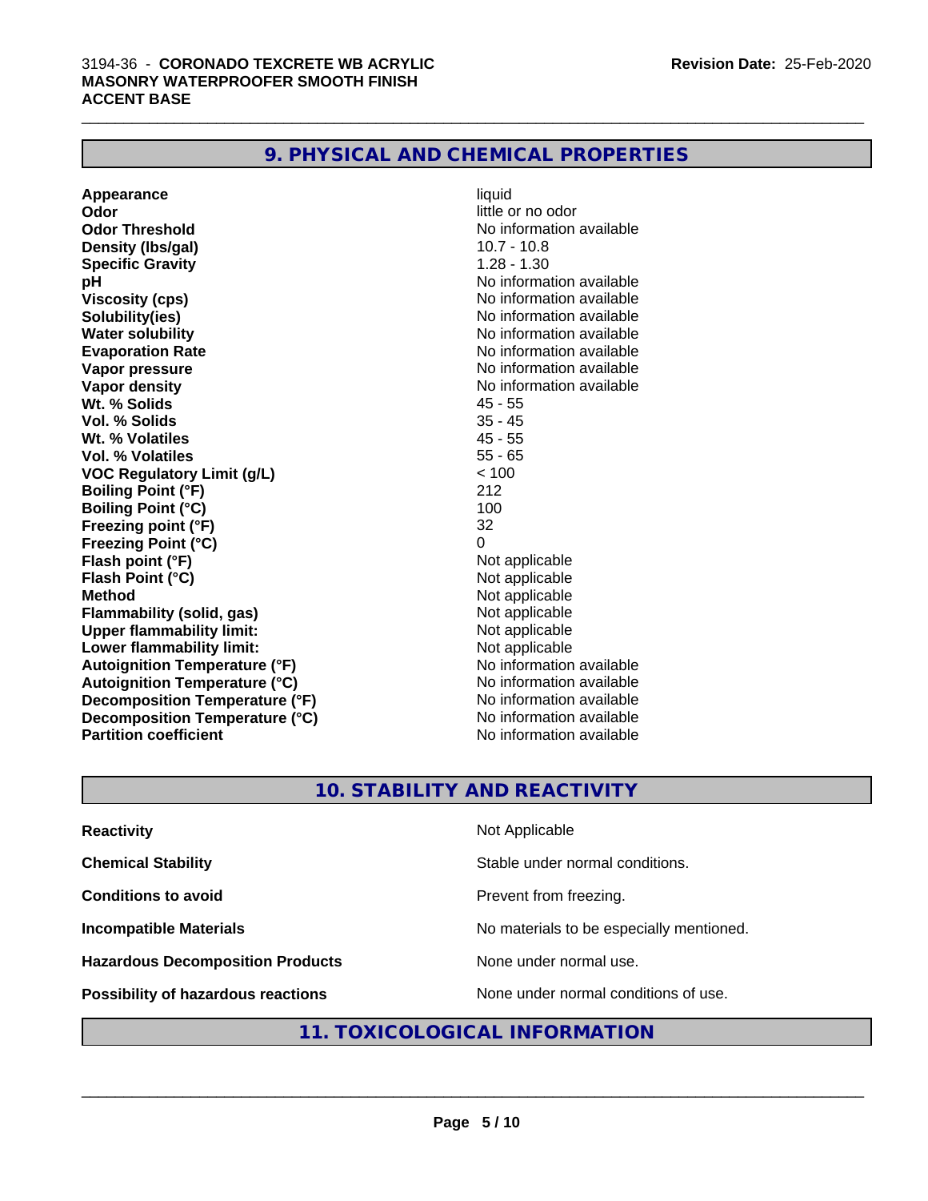## 9. PHYSICAL AND CHEMICAL PROPERTIES

| | |
|---|---|
| **Appearance** | liquid |
| **Odor** | little or no odor |
| **Odor Threshold** | No information available |
| **Density (lbs/gal)** | 10.7 - 10.8 |
| **Specific Gravity** | 1.28 - 1.30 |
| **pH** | No information available |
| **Viscosity (cps)** | No information available |
| **Solubility(ies)** | No information available |
| **Water solubility** | No information available |
| **Evaporation Rate** | No information available |
| **Vapor pressure** | No information available |
| **Vapor density** | No information available |
| **Wt. % Solids** | 45 - 55 |
| **Vol. % Solids** | 35 - 45 |
| **Wt. % Volatiles** | 45 - 55 |
| **Vol. % Volatiles** | 55 - 65 |
| **VOC Regulatory Limit (g/L)** | < 100 |
| **Boiling Point (°F)** | 212 |
| **Boiling Point (°C)** | 100 |
| **Freezing point (°F)** | 32 |
| **Freezing Point (°C)** | 0 |
| **Flash point (°F)** | Not applicable |
| **Flash Point (°C)** | Not applicable |
| **Method** | Not applicable |
| **Flammability (solid, gas)** | Not applicable |
| **Upper flammability limit:** | Not applicable |
| **Lower flammability limit:** | Not applicable |
| **Autoignition Temperature (°F)** | No information available |
| **Autoignition Temperature (°C)** | No information available |
| **Decomposition Temperature (°F)** | No information available |
| **Decomposition Temperature (°C)** | No information available |
| **Partition coefficient** | No information available |

## 10. STABILITY AND REACTIVITY

| | |
|---|---|
| **Reactivity** | Not Applicable |
| **Chemical Stability** | Stable under normal conditions. |
| **Conditions to avoid** | Prevent from freezing. |
| **Incompatible Materials** | No materials to be especially mentioned. |
| **Hazardous Decomposition Products** | None under normal use. |
| **Possibility of hazardous reactions** | None under normal conditions of use. |

## 11. TOXICOLOGICAL INFORMATION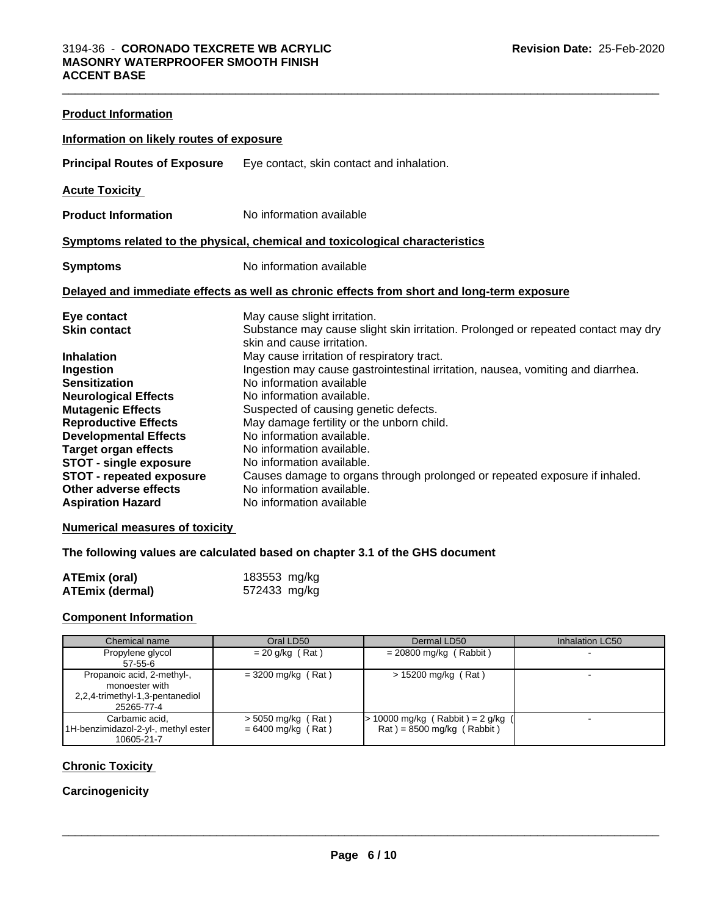## Product Information

### Information on likely routes of exposure

**Principal Routes of Exposure** Eye contact, skin contact and inhalation.

### Acute Toxicity

**Product Information** No information available

### Symptoms related to the physical, chemical and toxicological characteristics

**Symptoms** No information available

### Delayed and immediate effects as well as chronic effects from short and long-term exposure

| | |
|---|---|
| **Eye contact** | May cause slight irritation. |
| **Skin contact** | Substance may cause slight skin irritation. Prolonged or repeated contact may dry skin and cause irritation. |
| **Inhalation** | May cause irritation of respiratory tract. |
| **Ingestion** | Ingestion may cause gastrointestinal irritation, nausea, vomiting and diarrhea. |
| **Sensitization** | No information available |
| **Neurological Effects** | No information available. |
| **Mutagenic Effects** | Suspected of causing genetic defects. |
| **Reproductive Effects** | May damage fertility or the unborn child. |
| **Developmental Effects** | No information available. |
| **Target organ effects** | No information available. |
| **STOT - single exposure** | No information available. |
| **STOT - repeated exposure** | Causes damage to organs through prolonged or repeated exposure if inhaled. |
| **Other adverse effects** | No information available. |
| **Aspiration Hazard** | No information available |

### Numerical measures of toxicity

**The following values are calculated based on chapter 3.1 of the GHS document**

| | |
|---|---|
| **ATEmix (oral)** | 183553 mg/kg |
| **ATEmix (dermal)** | 572433 mg/kg |

### Component Information

| Chemical name | Oral LD50 | Dermal LD50 | Inhalation LC50 |
|---|---|---|---|
| Propylene glycol<br>57-55-6 | = 20 g/kg ( Rat ) | = 20800 mg/kg ( Rabbit ) | - |
| Propanoic acid, 2-methyl-, monoester with 2,2,4-trimethyl-1,3-pentanediol<br>25265-77-4 | = 3200 mg/kg ( Rat ) | > 15200 mg/kg ( Rat ) | - |
| Carbamic acid, 1H-benzimidazol-2-yl-, methyl ester<br>10605-21-7 | > 5050 mg/kg ( Rat )<br>= 6400 mg/kg ( Rat ) | > 10000 mg/kg ( Rabbit ) = 2 g/kg ( Rat ) = 8500 mg/kg ( Rabbit ) | - |

### Chronic Toxicity

**Carcinogenicity**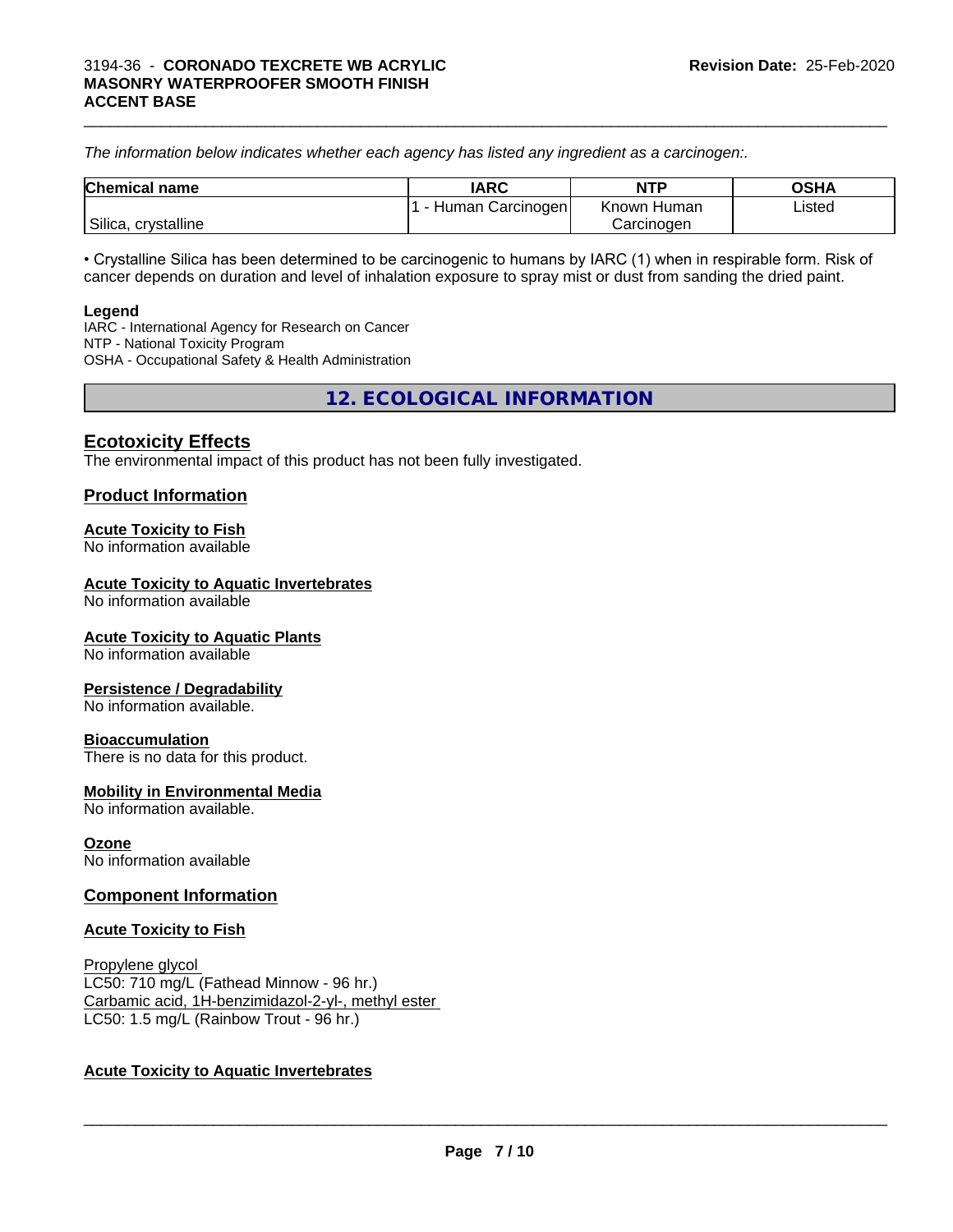*The information below indicates whether each agency has listed any ingredient as a carcinogen:.*

| Chemical name | IARC | NTP | OSHA |
|---|---|---|---|
| Silica, crystalline | 1 - Human Carcinogen | Known Human Carcinogen | Listed |

• Crystalline Silica has been determined to be carcinogenic to humans by IARC (1) when in respirable form. Risk of cancer depends on duration and level of inhalation exposure to spray mist or dust from sanding the dried paint.

**Legend**
IARC - International Agency for Research on Cancer
NTP - National Toxicity Program
OSHA - Occupational Safety & Health Administration

## 12. ECOLOGICAL INFORMATION

### Ecotoxicity Effects

The environmental impact of this product has not been fully investigated.

### Product Information

#### Acute Toxicity to Fish

No information available

#### Acute Toxicity to Aquatic Invertebrates

No information available

#### Acute Toxicity to Aquatic Plants

No information available

#### Persistence / Degradability

No information available.

#### Bioaccumulation

There is no data for this product.

#### Mobility in Environmental Media

No information available.

#### Ozone

No information available

### Component Information

#### Acute Toxicity to Fish

Propylene glycol
LC50: 710 mg/L (Fathead Minnow - 96 hr.)
Carbamic acid, 1H-benzimidazol-2-yl-, methyl ester
LC50: 1.5 mg/L (Rainbow Trout - 96 hr.)

#### Acute Toxicity to Aquatic Invertebrates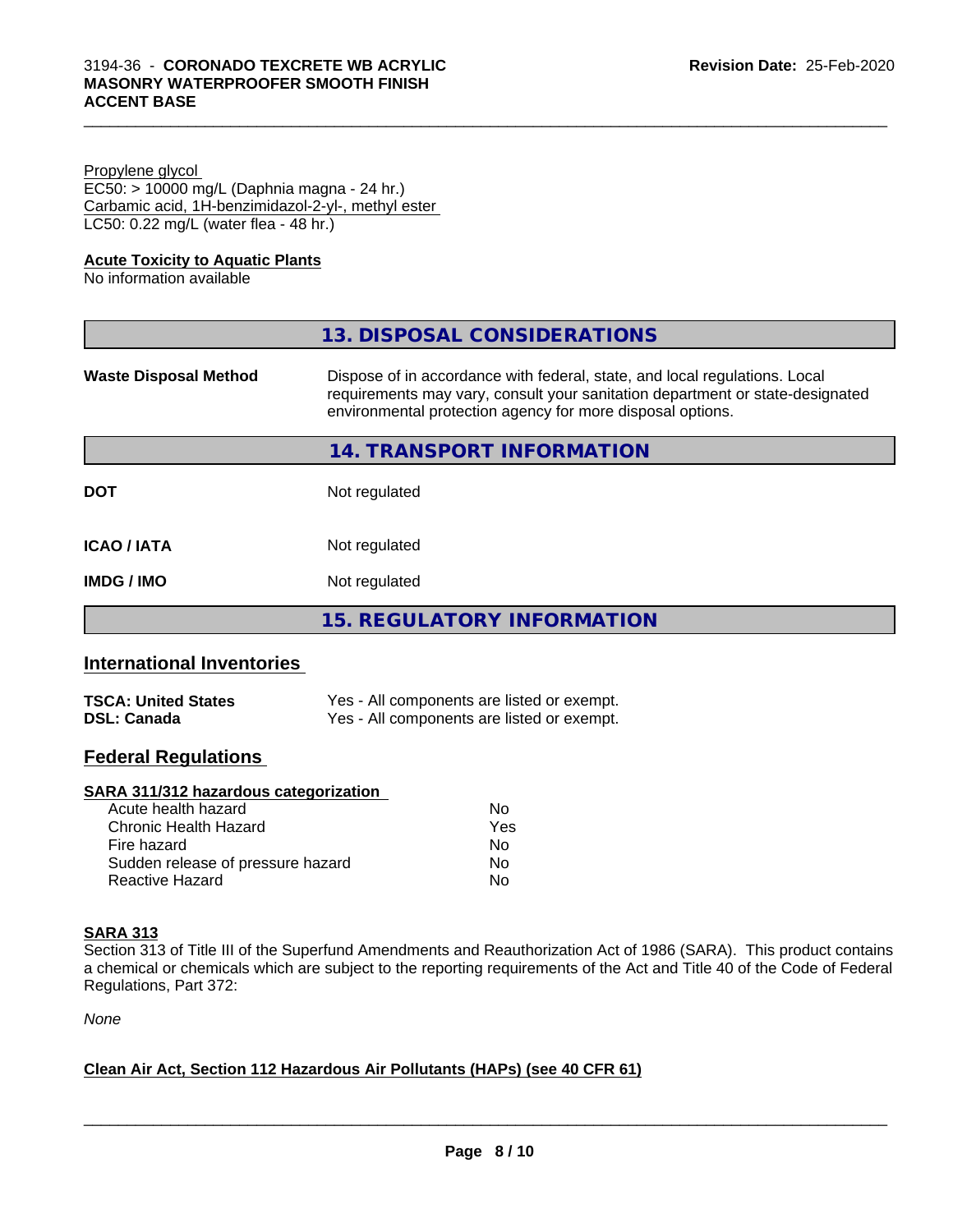Propylene glycol
EC50: > 10000 mg/L (Daphnia magna - 24 hr.)
Carbamic acid, 1H-benzimidazol-2-yl-, methyl ester
LC50: 0.22 mg/L (water flea - 48 hr.)

**Acute Toxicity to Aquatic Plants**
No information available

## 13. DISPOSAL CONSIDERATIONS

**Waste Disposal Method** Dispose of in accordance with federal, state, and local regulations. Local requirements may vary, consult your sanitation department or state-designated environmental protection agency for more disposal options.

## 14. TRANSPORT INFORMATION

| | |
|---|---|
| **DOT** | Not regulated |
| **ICAO / IATA** | Not regulated |
| **IMDG / IMO** | Not regulated |

## 15. REGULATORY INFORMATION

### International Inventories

| | |
|---|---|
| **TSCA: United States** | Yes - All components are listed or exempt. |
| **DSL: Canada** | Yes - All components are listed or exempt. |

### Federal Regulations

**SARA 311/312 hazardous categorization**

| | |
|---|---|
| Acute health hazard | No |
| Chronic Health Hazard | Yes |
| Fire hazard | No |
| Sudden release of pressure hazard | No |
| Reactive Hazard | No |

**SARA 313**
Section 313 of Title III of the Superfund Amendments and Reauthorization Act of 1986 (SARA). This product contains a chemical or chemicals which are subject to the reporting requirements of the Act and Title 40 of the Code of Federal Regulations, Part 372:

*None*

**Clean Air Act, Section 112 Hazardous Air Pollutants (HAPs) (see 40 CFR 61)**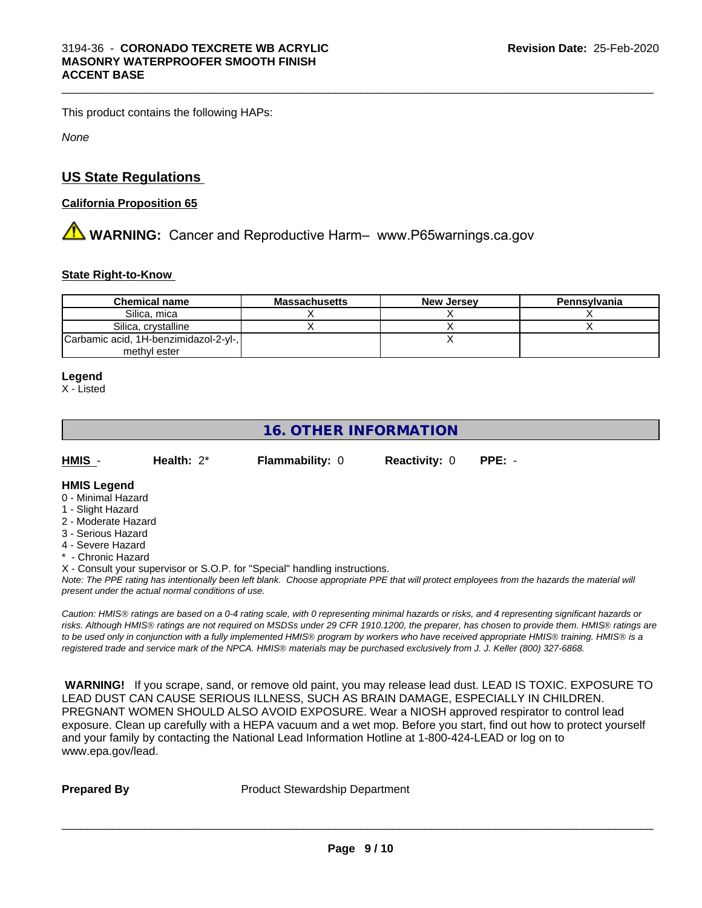This product contains the following HAPs:

*None*

## US State Regulations

### California Proposition 65

**WARNING:** Cancer and Reproductive Harm– www.P65warnings.ca.gov

### State Right-to-Know

| Chemical name | Massachusetts | New Jersey | Pennsylvania |
|---|---|---|---|
| Silica, mica | X | X | X |
| Silica, crystalline | X | X | X |
| Carbamic acid, 1H-benzimidazol-2-yl-, methyl ester | | X | |

**Legend**

X - Listed

## 16. OTHER INFORMATION

**HMIS** - **Health:** 2* **Flammability:** 0 **Reactivity:** 0 **PPE:** -

**HMIS Legend**

0 - Minimal Hazard
1 - Slight Hazard
2 - Moderate Hazard
3 - Serious Hazard
4 - Severe Hazard
* - Chronic Hazard
X - Consult your supervisor or S.O.P. for "Special" handling instructions.

*Note: The PPE rating has intentionally been left blank. Choose appropriate PPE that will protect employees from the hazards the material will present under the actual normal conditions of use.*

*Caution: HMIS® ratings are based on a 0-4 rating scale, with 0 representing minimal hazards or risks, and 4 representing significant hazards or risks. Although HMIS® ratings are not required on MSDSs under 29 CFR 1910.1200, the preparer, has chosen to provide them. HMIS® ratings are to be used only in conjunction with a fully implemented HMIS® program by workers who have received appropriate HMIS® training. HMIS® is a registered trade and service mark of the NPCA. HMIS® materials may be purchased exclusively from J. J. Keller (800) 327-6868.*

**WARNING!** If you scrape, sand, or remove old paint, you may release lead dust. LEAD IS TOXIC. EXPOSURE TO LEAD DUST CAN CAUSE SERIOUS ILLNESS, SUCH AS BRAIN DAMAGE, ESPECIALLY IN CHILDREN. PREGNANT WOMEN SHOULD ALSO AVOID EXPOSURE. Wear a NIOSH approved respirator to control lead exposure. Clean up carefully with a HEPA vacuum and a wet mop. Before you start, find out how to protect yourself and your family by contacting the National Lead Information Hotline at 1-800-424-LEAD or log on to www.epa.gov/lead.

**Prepared By** Product Stewardship Department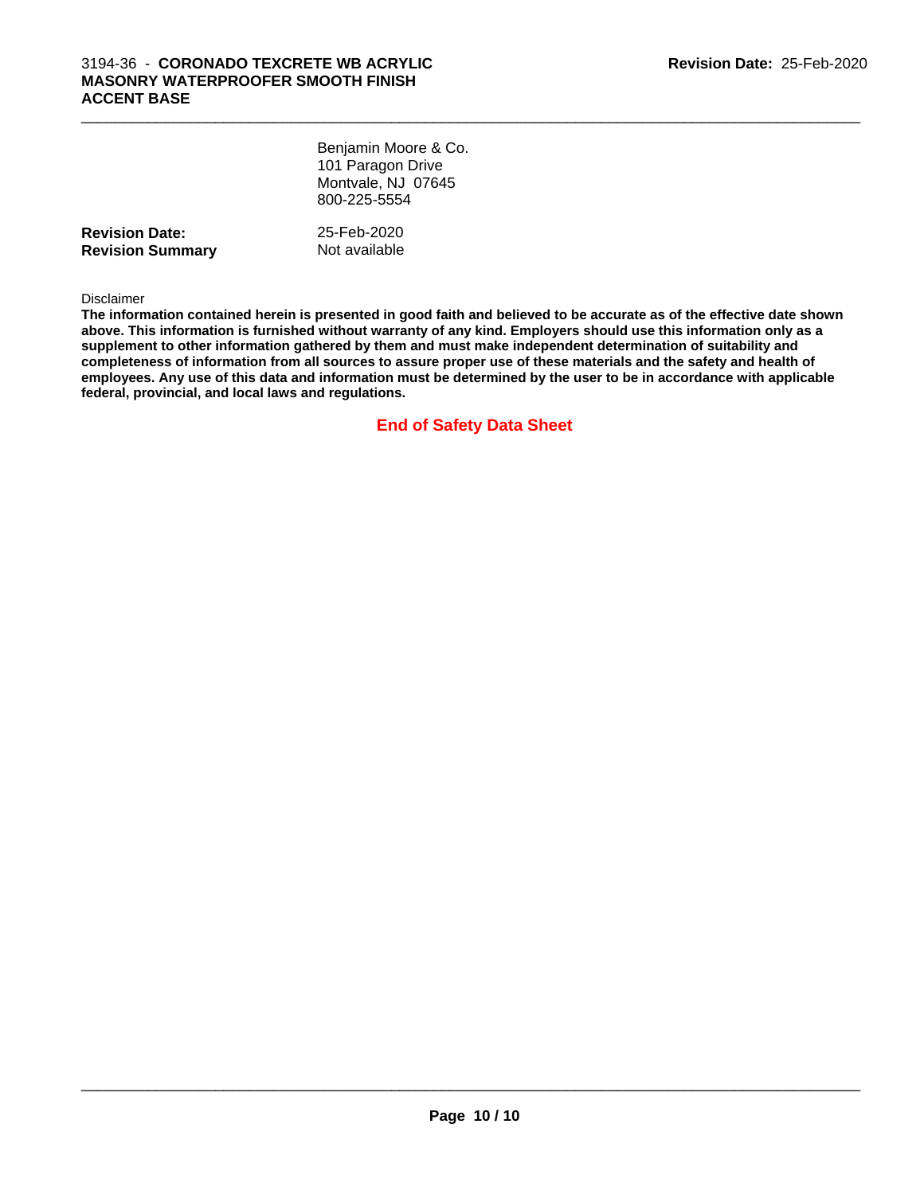Benjamin Moore & Co.
101 Paragon Drive
Montvale, NJ 07645
800-225-5554

| | |
|---|---|
| **Revision Date:** | 25-Feb-2020 |
| **Revision Summary** | Not available |

Disclaimer

**The information contained herein is presented in good faith and believed to be accurate as of the effective date shown above. This information is furnished without warranty of any kind. Employers should use this information only as a supplement to other information gathered by them and must make independent determination of suitability and completeness of information from all sources to assure proper use of these materials and the safety and health of employees. Any use of this data and information must be determined by the user to be in accordance with applicable federal, provincial, and local laws and regulations.**

**End of Safety Data Sheet**